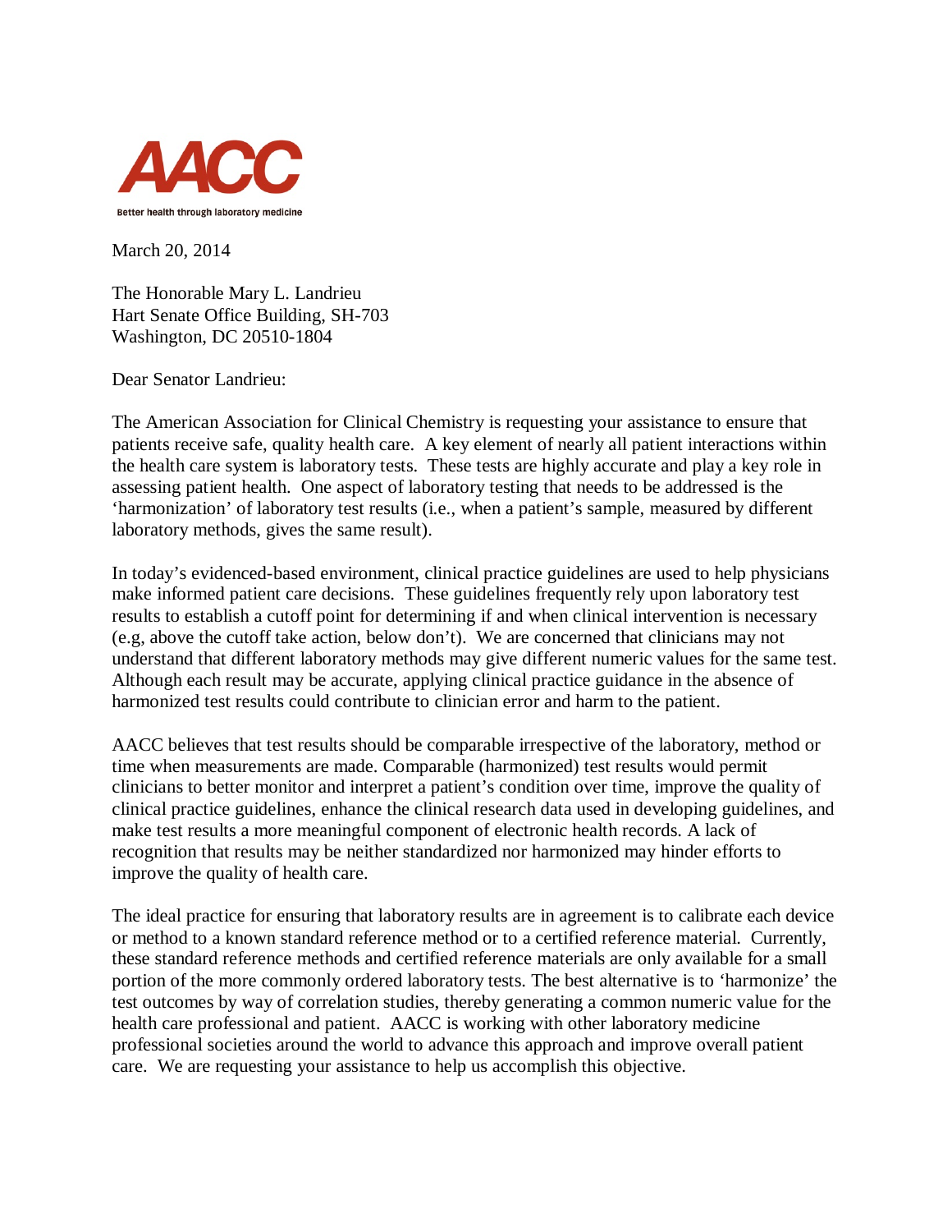AACC

Better health through laboratory medicine

March 20, 2014

The Honorable Mary L. Landrieu
Hart Senate Office Building, SH-703
Washington, DC 20510-1804

Dear Senator Landrieu:

The American Association for Clinical Chemistry is requesting your assistance to ensure that patients receive safe, quality health care. A key element of nearly all patient interactions within the health care system is laboratory tests. These tests are highly accurate and play a key role in assessing patient health. One aspect of laboratory testing that needs to be addressed is the 'harmonization' of laboratory test results (i.e., when a patient's sample, measured by different laboratory methods, gives the same result).

In today's evidenced-based environment, clinical practice guidelines are used to help physicians make informed patient care decisions. These guidelines frequently rely upon laboratory test results to establish a cutoff point for determining if and when clinical intervention is necessary (e.g, above the cutoff take action, below don't). We are concerned that clinicians may not understand that different laboratory methods may give different numeric values for the same test. Although each result may be accurate, applying clinical practice guidance in the absence of harmonized test results could contribute to clinician error and harm to the patient.

AACC believes that test results should be comparable irrespective of the laboratory, method or time when measurements are made. Comparable (harmonized) test results would permit clinicians to better monitor and interpret a patient's condition over time, improve the quality of clinical practice guidelines, enhance the clinical research data used in developing guidelines, and make test results a more meaningful component of electronic health records. A lack of recognition that results may be neither standardized nor harmonized may hinder efforts to improve the quality of health care.

The ideal practice for ensuring that laboratory results are in agreement is to calibrate each device or method to a known standard reference method or to a certified reference material. Currently, these standard reference methods and certified reference materials are only available for a small portion of the more commonly ordered laboratory tests. The best alternative is to 'harmonize' the test outcomes by way of correlation studies, thereby generating a common numeric value for the health care professional and patient. AACC is working with other laboratory medicine professional societies around the world to advance this approach and improve overall patient care. We are requesting your assistance to help us accomplish this objective.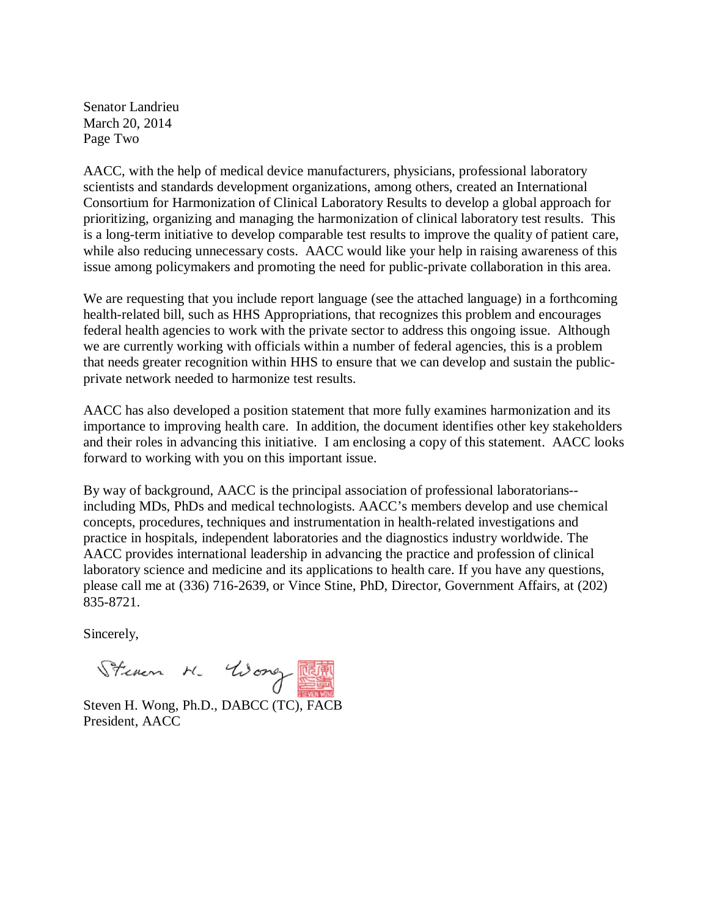Senator Landrieu
March 20, 2014
Page Two

AACC, with the help of medical device manufacturers, physicians, professional laboratory scientists and standards development organizations, among others, created an International Consortium for Harmonization of Clinical Laboratory Results to develop a global approach for prioritizing, organizing and managing the harmonization of clinical laboratory test results. This is a long-term initiative to develop comparable test results to improve the quality of patient care, while also reducing unnecessary costs. AACC would like your help in raising awareness of this issue among policymakers and promoting the need for public-private collaboration in this area.

We are requesting that you include report language (see the attached language) in a forthcoming health-related bill, such as HHS Appropriations, that recognizes this problem and encourages federal health agencies to work with the private sector to address this ongoing issue. Although we are currently working with officials within a number of federal agencies, this is a problem that needs greater recognition within HHS to ensure that we can develop and sustain the public-private network needed to harmonize test results.

AACC has also developed a position statement that more fully examines harmonization and its importance to improving health care. In addition, the document identifies other key stakeholders and their roles in advancing this initiative. I am enclosing a copy of this statement. AACC looks forward to working with you on this important issue.

By way of background, AACC is the principal association of professional laboratorians--including MDs, PhDs and medical technologists. AACC's members develop and use chemical concepts, procedures, techniques and instrumentation in health-related investigations and practice in hospitals, independent laboratories and the diagnostics industry worldwide. The AACC provides international leadership in advancing the practice and profession of clinical laboratory science and medicine and its applications to health care. If you have any questions, please call me at (336) 716-2639, or Vince Stine, PhD, Director, Government Affairs, at (202) 835-8721.

Sincerely,

Steven H. Wong, Ph.D., DABCC (TC), FACB
President, AACC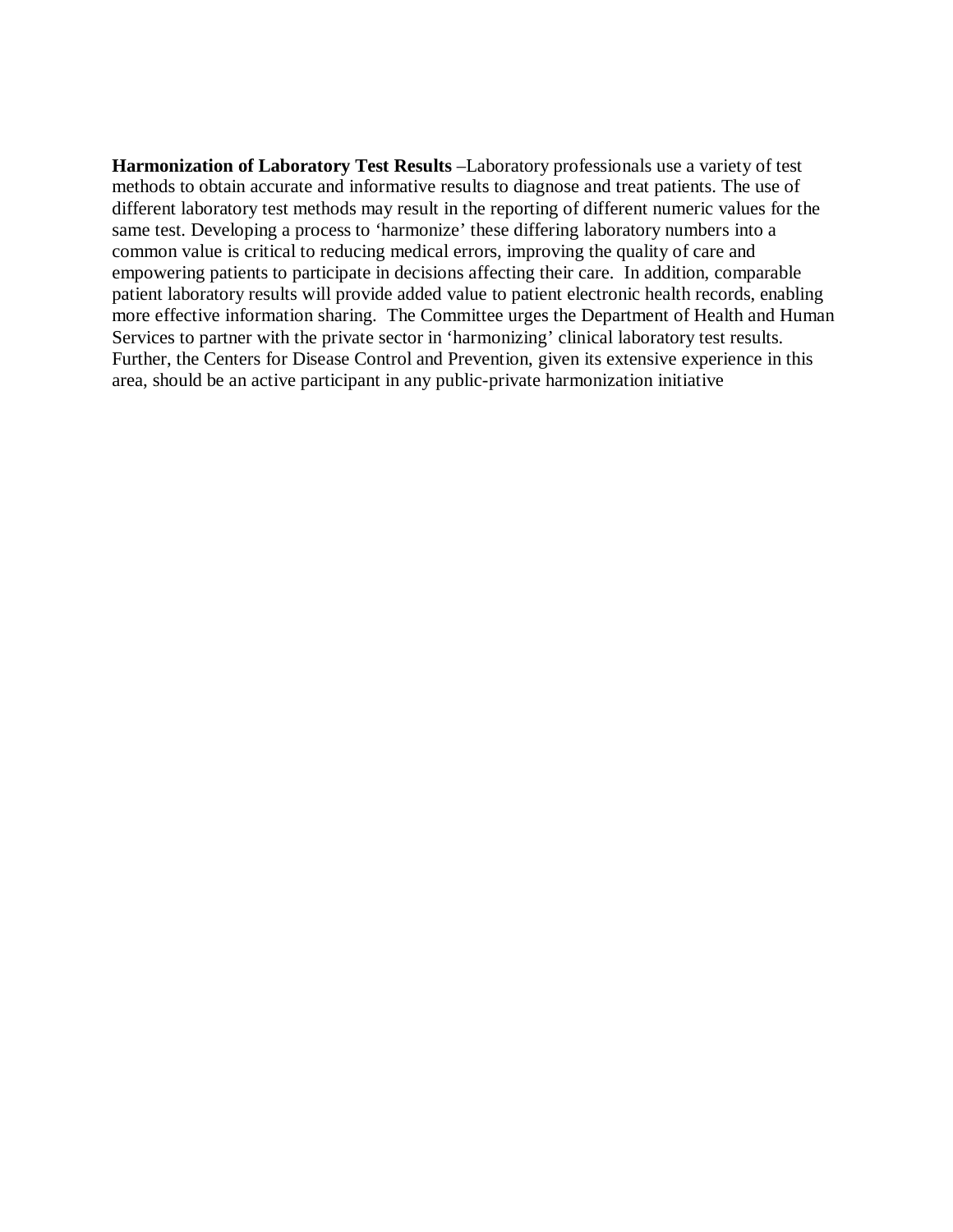**Harmonization of Laboratory Test Results** –Laboratory professionals use a variety of test methods to obtain accurate and informative results to diagnose and treat patients. The use of different laboratory test methods may result in the reporting of different numeric values for the same test. Developing a process to 'harmonize' these differing laboratory numbers into a common value is critical to reducing medical errors, improving the quality of care and empowering patients to participate in decisions affecting their care. In addition, comparable patient laboratory results will provide added value to patient electronic health records, enabling more effective information sharing. The Committee urges the Department of Health and Human Services to partner with the private sector in 'harmonizing' clinical laboratory test results. Further, the Centers for Disease Control and Prevention, given its extensive experience in this area, should be an active participant in any public-private harmonization initiative